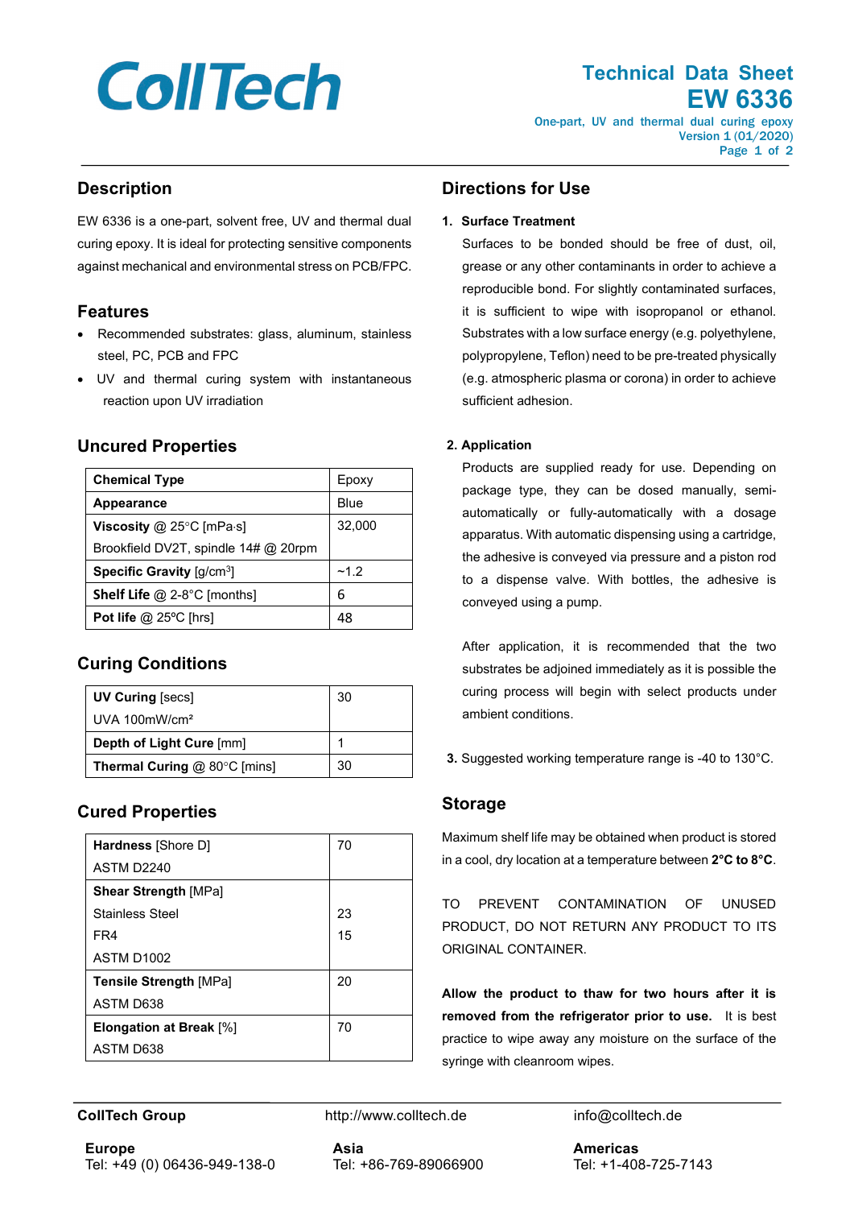# CollTech

## Technical Data Sheet
## EW 6336

One-part, UV and thermal dual curing epoxy
Version 1 (01/2020)

## Description

EW 6336 is a one-part, solvent free, UV and thermal dual curing epoxy. It is ideal for protecting sensitive components against mechanical and environmental stress on PCB/FPC.

## Features

- Recommended substrates: glass, aluminum, stainless steel, PC, PCB and FPC
- UV and thermal curing system with instantaneous reaction upon UV irradiation

## Uncured Properties

| **Chemical Type** | Epoxy |
|---|---|
| **Appearance** | Blue |
| **Viscosity** @ 25°C [mPa·s]<br>Brookfield DV2T, spindle 14# @ 20rpm | 32,000 |
| **Specific Gravity** [g/cm$^3$] | ~1.2 |
| **Shelf Life** @ 2-8°C [months] | 6 |
| **Pot life** @ 25ºC [hrs] | 48 |

## Curing Conditions

| **UV Curing** [secs]<br>UVA 100mW/cm² | 30 |
|---|---|
| **Depth of Light Cure** [mm] | 1 |
| **Thermal Curing** @ 80°C [mins] | 30 |

## Cured Properties

| **Hardness** [Shore D]<br>ASTM D2240 | 70 |
|---|---|
| **Shear Strength** [MPa]<br>Stainless Steel<br>FR4<br>ASTM D1002 | <br>23<br>15 |
| **Tensile Strength** [MPa]<br>ASTM D638 | 20 |
| **Elongation at Break** [%]<br>ASTM D638 | 70 |

## Directions for Use

1. **Surface Treatment**

   Surfaces to be bonded should be free of dust, oil, grease or any other contaminants in order to achieve a reproducible bond. For slightly contaminated surfaces, it is sufficient to wipe with isopropanol or ethanol. Substrates with a low surface energy (e.g. polyethylene, polypropylene, Teflon) need to be pre-treated physically (e.g. atmospheric plasma or corona) in order to achieve sufficient adhesion.

2. **Application**

   Products are supplied ready for use. Depending on package type, they can be dosed manually, semi-automatically or fully-automatically with a dosage apparatus. With automatic dispensing using a cartridge, the adhesive is conveyed via pressure and a piston rod to a dispense valve. With bottles, the adhesive is conveyed using a pump.

   After application, it is recommended that the two substrates be adjoined immediately as it is possible the curing process will begin with select products under ambient conditions.

3. Suggested working temperature range is -40 to 130°C.

## Storage

Maximum shelf life may be obtained when product is stored in a cool, dry location at a temperature between **2°C to 8°C**.

TO PREVENT CONTAMINATION OF UNUSED PRODUCT, DO NOT RETURN ANY PRODUCT TO ITS ORIGINAL CONTAINER.

**Allow the product to thaw for two hours after it is removed from the refrigerator prior to use.** It is best practice to wipe away any moisture on the surface of the syringe with cleanroom wipes.

**CollTech Group** http://www.colltech.de info@colltech.de

**Europe**
Tel: +49 (0) 06436-949-138-0

**Asia**
Tel: +86-769-89066900

**Americas**
Tel: +1-408-725-7143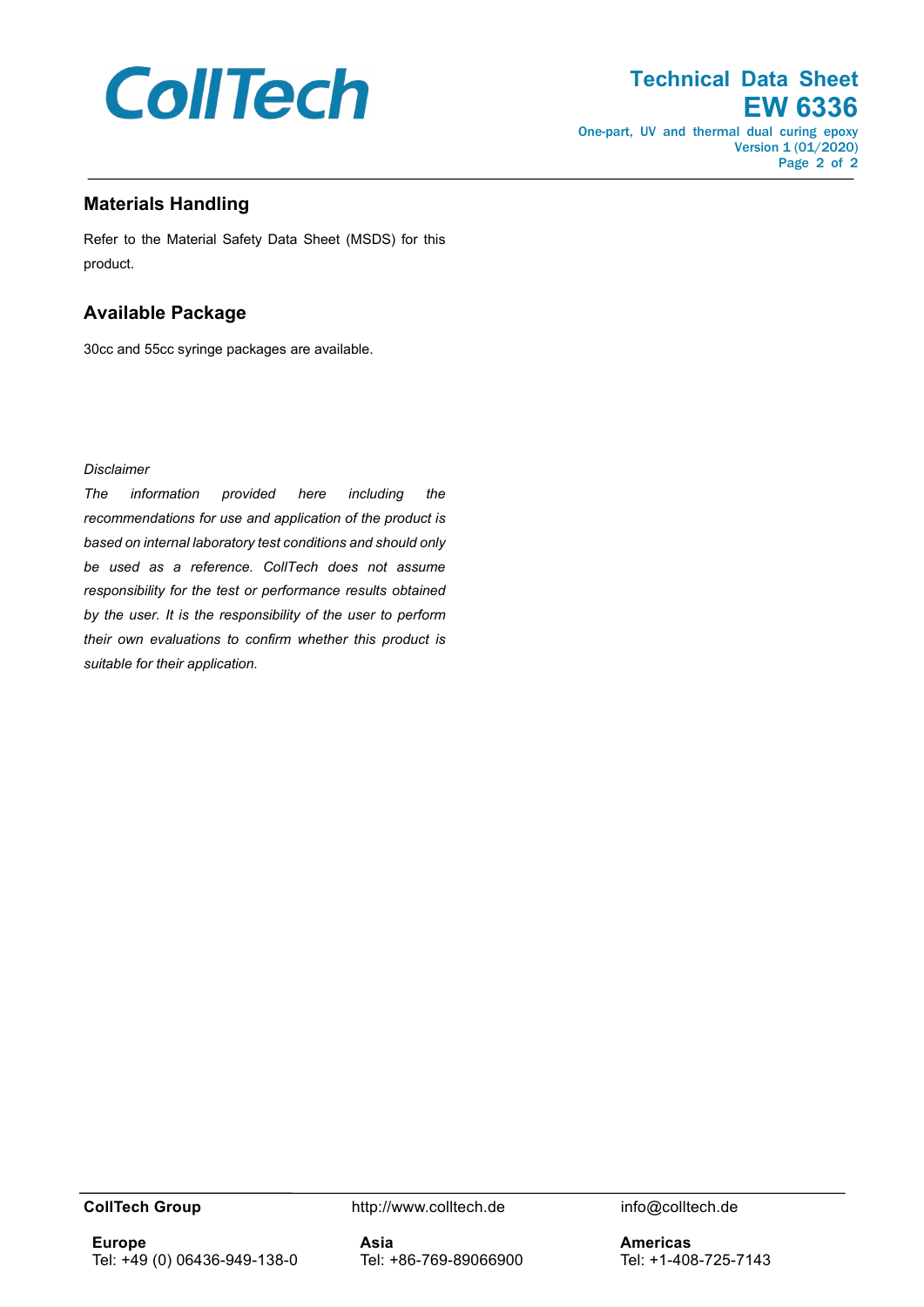## Materials Handling

Refer to the Material Safety Data Sheet (MSDS) for this product.

## Available Package

30cc and 55cc syringe packages are available.

*Disclaimer*

*The information provided here including the recommendations for use and application of the product is based on internal laboratory test conditions and should only be used as a reference. CollTech does not assume responsibility for the test or performance results obtained by the user. It is the responsibility of the user to perform their own evaluations to confirm whether this product is suitable for their application.*

**CollTech Group** http://www.colltech.de info@colltech.de

**Europe**
Tel: +49 (0) 06436-949-138-0

**Asia**
Tel: +86-769-89066900

**Americas**
Tel: +1-408-725-7143